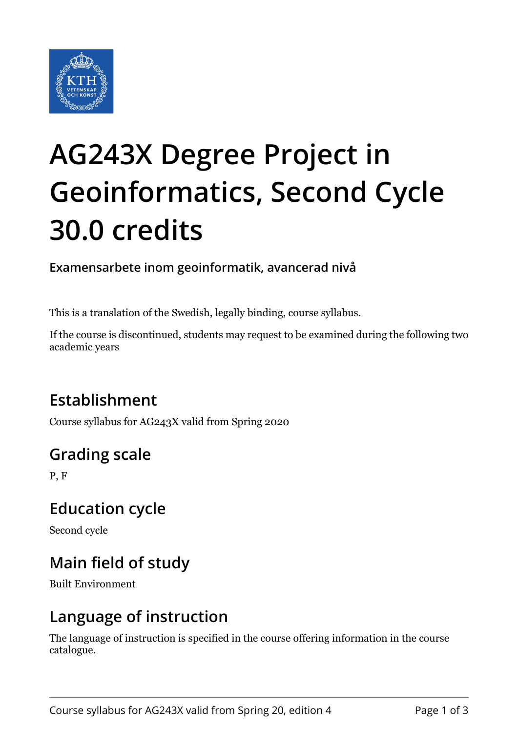# AG243X Degree Project in Geoinformatics, Second Cycle 30.0 credits

**Examensarbete inom geoinformatik, avancerad nivå**

This is a translation of the Swedish, legally binding, course syllabus.

If the course is discontinued, students may request to be examined during the following two academic years

## Establishment

Course syllabus for AG243X valid from Spring 2020

## Grading scale

P, F

## Education cycle

Second cycle

## Main field of study

Built Environment

## Language of instruction

The language of instruction is specified in the course offering information in the course catalogue.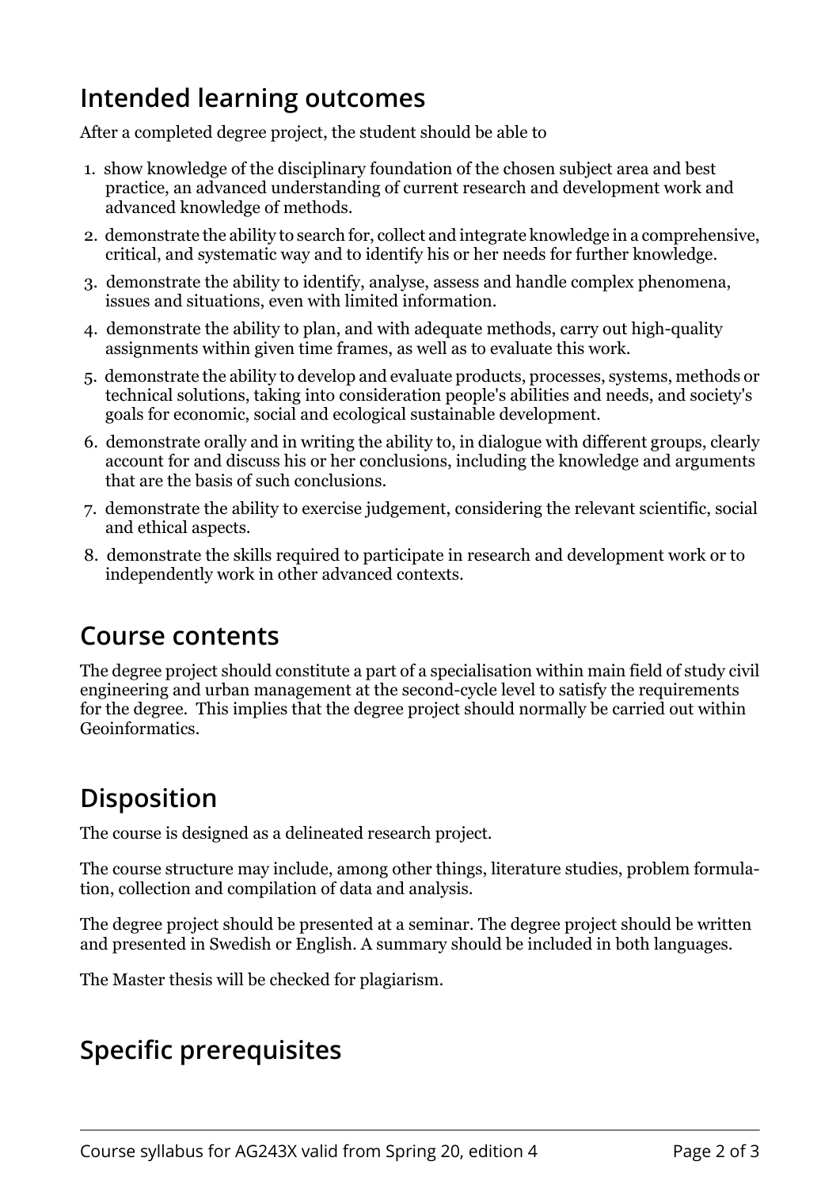## Intended learning outcomes

After a completed degree project, the student should be able to

1. show knowledge of the disciplinary foundation of the chosen subject area and best practice, an advanced understanding of current research and development work and advanced knowledge of methods.
2. demonstrate the ability to search for, collect and integrate knowledge in a comprehensive, critical, and systematic way and to identify his or her needs for further knowledge.
3. demonstrate the ability to identify, analyse, assess and handle complex phenomena, issues and situations, even with limited information.
4. demonstrate the ability to plan, and with adequate methods, carry out high-quality assignments within given time frames, as well as to evaluate this work.
5. demonstrate the ability to develop and evaluate products, processes, systems, methods or technical solutions, taking into consideration people's abilities and needs, and society's goals for economic, social and ecological sustainable development.
6. demonstrate orally and in writing the ability to, in dialogue with different groups, clearly account for and discuss his or her conclusions, including the knowledge and arguments that are the basis of such conclusions.
7. demonstrate the ability to exercise judgement, considering the relevant scientific, social and ethical aspects.
8. demonstrate the skills required to participate in research and development work or to independently work in other advanced contexts.

## Course contents

The degree project should constitute a part of a specialisation within main field of study civil engineering and urban management at the second-cycle level to satisfy the requirements for the degree. This implies that the degree project should normally be carried out within Geoinformatics.

## Disposition

The course is designed as a delineated research project.

The course structure may include, among other things, literature studies, problem formulation, collection and compilation of data and analysis.

The degree project should be presented at a seminar. The degree project should be written and presented in Swedish or English. A summary should be included in both languages.

The Master thesis will be checked for plagiarism.

## Specific prerequisites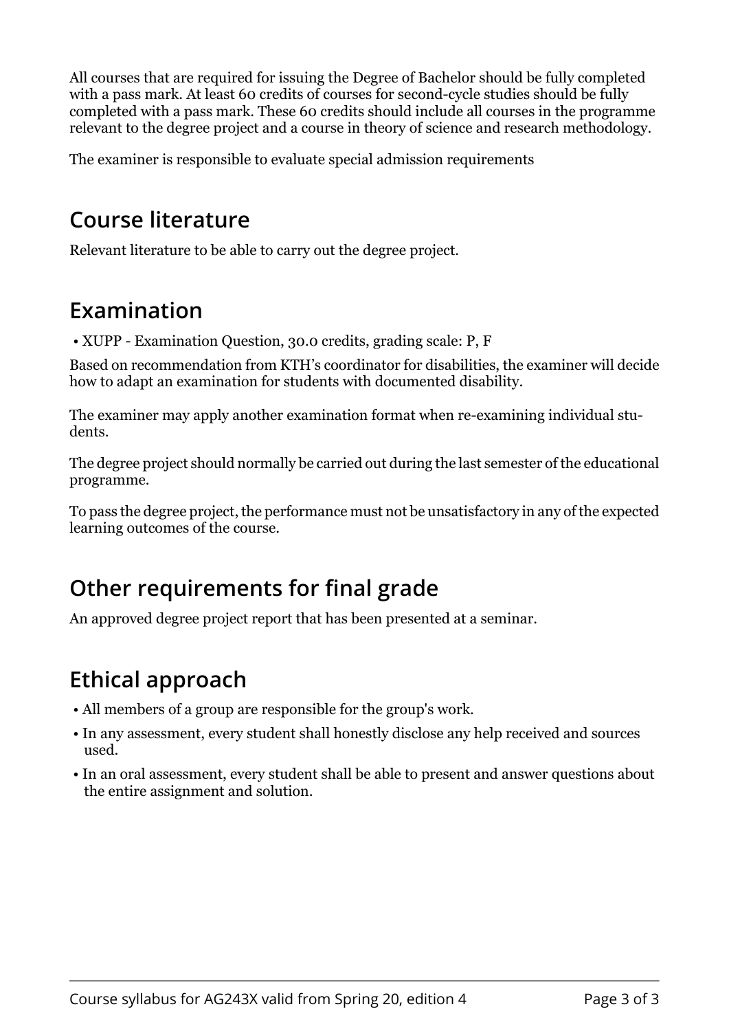All courses that are required for issuing the Degree of Bachelor should be fully completed with a pass mark. At least 60 credits of courses for second-cycle studies should be fully completed with a pass mark. These 60 credits should include all courses in the programme relevant to the degree project and a course in theory of science and research methodology.

The examiner is responsible to evaluate special admission requirements

## Course literature

Relevant literature to be able to carry out the degree project.

## Examination

- XUPP - Examination Question, 30.0 credits, grading scale: P, F

Based on recommendation from KTH's coordinator for disabilities, the examiner will decide how to adapt an examination for students with documented disability.

The examiner may apply another examination format when re-examining individual students.

The degree project should normally be carried out during the last semester of the educational programme.

To pass the degree project, the performance must not be unsatisfactory in any of the expected learning outcomes of the course.

## Other requirements for final grade

An approved degree project report that has been presented at a seminar.

## Ethical approach

- All members of a group are responsible for the group's work.
- In any assessment, every student shall honestly disclose any help received and sources used.
- In an oral assessment, every student shall be able to present and answer questions about the entire assignment and solution.